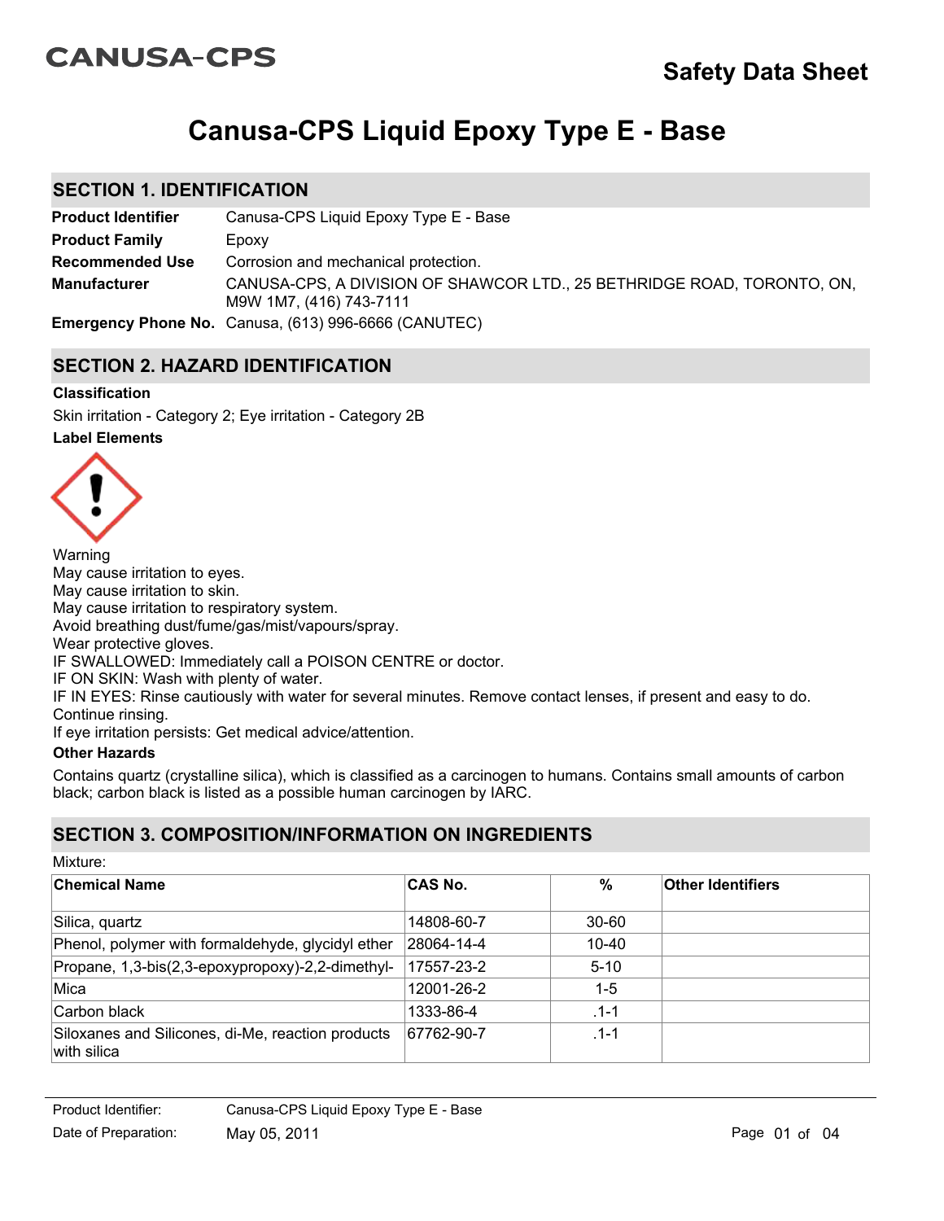CANUSA-CPS

# Safety Data Sheet

# Canusa-CPS Liquid Epoxy Type E - Base

## SECTION 1. IDENTIFICATION

**Product Identifier** Canusa-CPS Liquid Epoxy Type E - Base

**Product Family** Epoxy

**Recommended Use** Corrosion and mechanical protection.

**Manufacturer** CANUSA-CPS, A DIVISION OF SHAWCOR LTD., 25 BETHRIDGE ROAD, TORONTO, ON, M9W 1M7, (416) 743-7111

**Emergency Phone No.** Canusa, (613) 996-6666 (CANUTEC)

## SECTION 2. HAZARD IDENTIFICATION

**Classification**

Skin irritation - Category 2; Eye irritation - Category 2B

**Label Elements**

Warning
May cause irritation to eyes.
May cause irritation to skin.
May cause irritation to respiratory system.
Avoid breathing dust/fume/gas/mist/vapours/spray.
Wear protective gloves.
IF SWALLOWED: Immediately call a POISON CENTRE or doctor.
IF ON SKIN: Wash with plenty of water.
IF IN EYES: Rinse cautiously with water for several minutes. Remove contact lenses, if present and easy to do. Continue rinsing.
If eye irritation persists: Get medical advice/attention.

**Other Hazards**

Contains quartz (crystalline silica), which is classified as a carcinogen to humans. Contains small amounts of carbon black; carbon black is listed as a possible human carcinogen by IARC.

## SECTION 3. COMPOSITION/INFORMATION ON INGREDIENTS

Mixture:

| Chemical Name | CAS No. | % | Other Identifiers |
|---|---|---|---|
| Silica, quartz | 14808-60-7 | 30-60 | |
| Phenol, polymer with formaldehyde, glycidyl ether | 28064-14-4 | 10-40 | |
| Propane, 1,3-bis(2,3-epoxypropoxy)-2,2-dimethyl- | 17557-23-2 | 5-10 | |
| Mica | 12001-26-2 | 1-5 | |
| Carbon black | 1333-86-4 | .1-1 | |
| Siloxanes and Silicones, di-Me, reaction products with silica | 67762-90-7 | .1-1 | |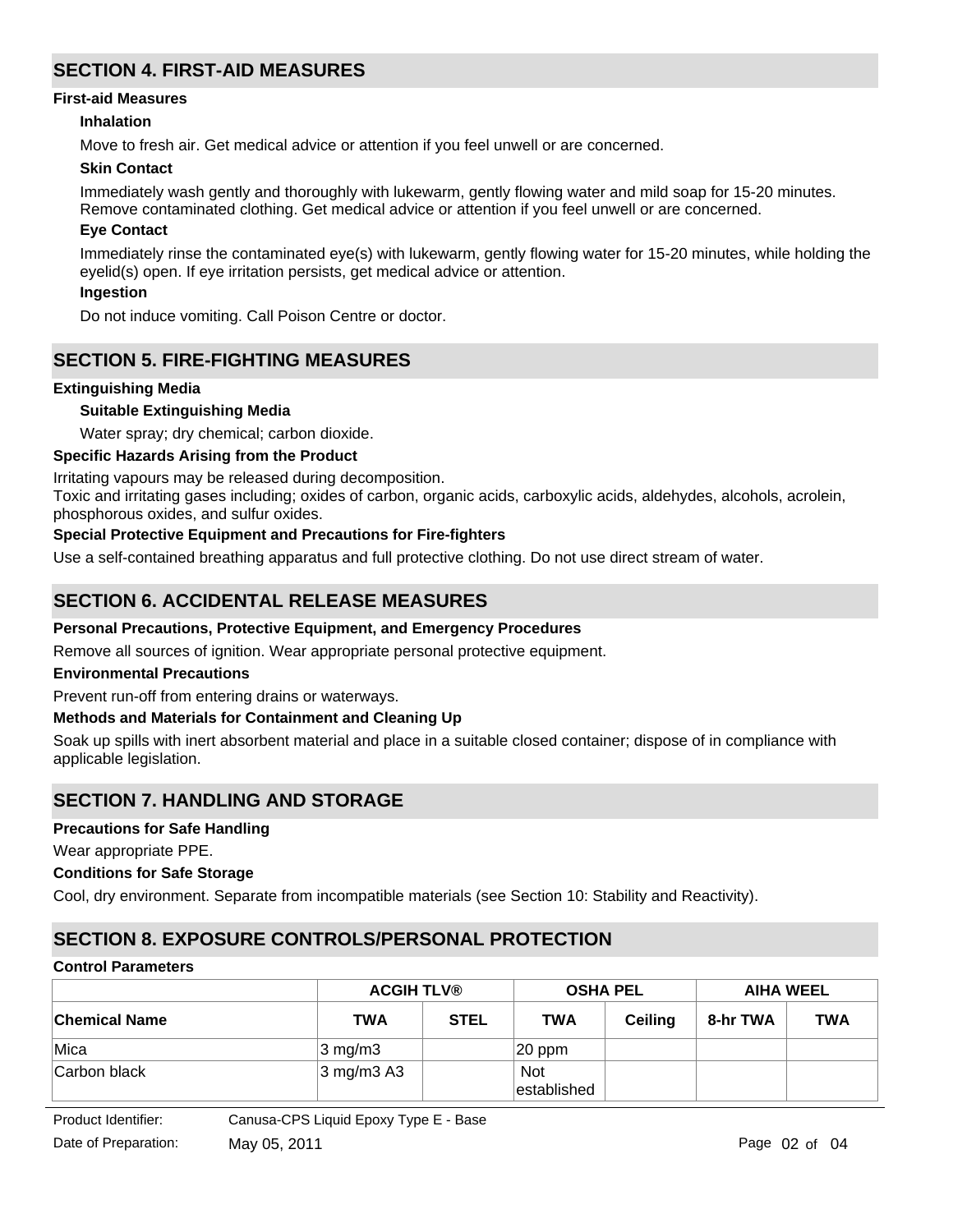## SECTION 4. FIRST-AID MEASURES

### First-aid Measures

#### Inhalation

Move to fresh air. Get medical advice or attention if you feel unwell or are concerned.

#### Skin Contact

Immediately wash gently and thoroughly with lukewarm, gently flowing water and mild soap for 15-20 minutes. Remove contaminated clothing. Get medical advice or attention if you feel unwell or are concerned.

#### Eye Contact

Immediately rinse the contaminated eye(s) with lukewarm, gently flowing water for 15-20 minutes, while holding the eyelid(s) open. If eye irritation persists, get medical advice or attention.

#### Ingestion

Do not induce vomiting. Call Poison Centre or doctor.

## SECTION 5. FIRE-FIGHTING MEASURES

### Extinguishing Media

#### Suitable Extinguishing Media

Water spray; dry chemical; carbon dioxide.

### Specific Hazards Arising from the Product

Irritating vapours may be released during decomposition.
Toxic and irritating gases including; oxides of carbon, organic acids, carboxylic acids, aldehydes, alcohols, acrolein, phosphorous oxides, and sulfur oxides.

### Special Protective Equipment and Precautions for Fire-fighters

Use a self-contained breathing apparatus and full protective clothing. Do not use direct stream of water.

## SECTION 6. ACCIDENTAL RELEASE MEASURES

### Personal Precautions, Protective Equipment, and Emergency Procedures

Remove all sources of ignition. Wear appropriate personal protective equipment.

### Environmental Precautions

Prevent run-off from entering drains or waterways.

### Methods and Materials for Containment and Cleaning Up

Soak up spills with inert absorbent material and place in a suitable closed container; dispose of in compliance with applicable legislation.

## SECTION 7. HANDLING AND STORAGE

### Precautions for Safe Handling

Wear appropriate PPE.

### Conditions for Safe Storage

Cool, dry environment. Separate from incompatible materials (see Section 10: Stability and Reactivity).

## SECTION 8. EXPOSURE CONTROLS/PERSONAL PROTECTION

### Control Parameters

| | ACGIH TLV® | | OSHA PEL | | AIHA WEEL | |
|---|---|---|---|---|---|---|
| **Chemical Name** | **TWA** | **STEL** | **TWA** | **Ceiling** | **8-hr TWA** | **TWA** |
| Mica | 3 mg/m3 | | 20 ppm | | | |
| Carbon black | 3 mg/m3 A3 | | Not established | | | |

Product Identifier: Canusa-CPS Liquid Epoxy Type E - Base
Date of Preparation: May 05, 2011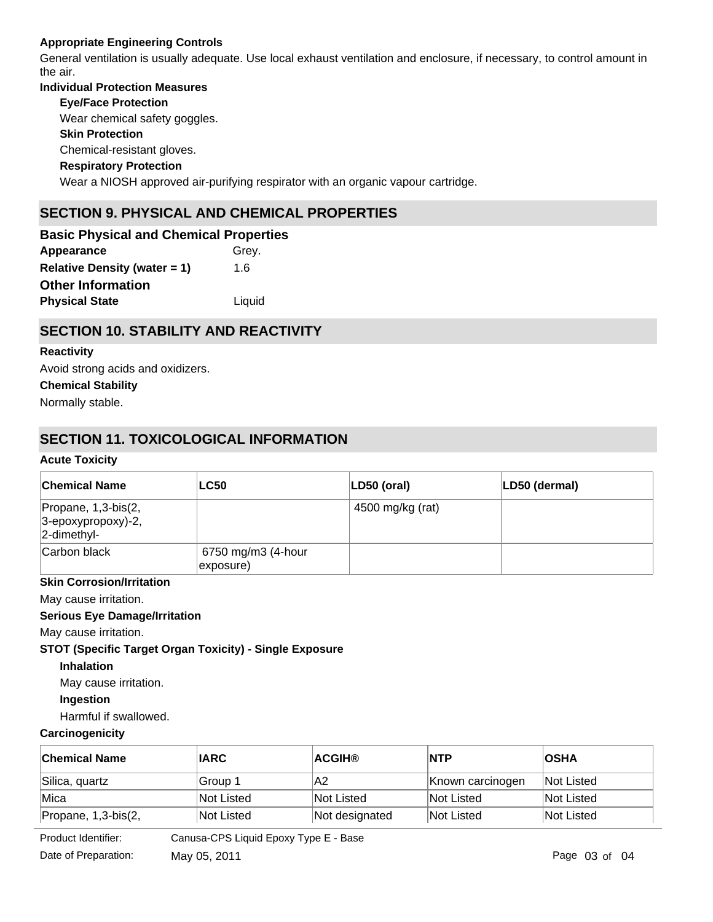**Appropriate Engineering Controls**

General ventilation is usually adequate. Use local exhaust ventilation and enclosure, if necessary, to control amount in the air.

**Individual Protection Measures**

**Eye/Face Protection**

Wear chemical safety goggles.

**Skin Protection**

Chemical-resistant gloves.

**Respiratory Protection**

Wear a NIOSH approved air-purifying respirator with an organic vapour cartridge.

## SECTION 9. PHYSICAL AND CHEMICAL PROPERTIES

### Basic Physical and Chemical Properties

**Appearance** Grey.

**Relative Density (water = 1)** 1.6

### Other Information

**Physical State** Liquid

## SECTION 10. STABILITY AND REACTIVITY

**Reactivity**

Avoid strong acids and oxidizers.

**Chemical Stability**

Normally stable.

## SECTION 11. TOXICOLOGICAL INFORMATION

**Acute Toxicity**

| Chemical Name | LC50 | LD50 (oral) | LD50 (dermal) |
|---|---|---|---|
| Propane, 1,3-bis(2, 3-epoxypropoxy)-2, 2-dimethyl- | | 4500 mg/kg (rat) | |
| Carbon black | 6750 mg/m3 (4-hour exposure) | | |

**Skin Corrosion/Irritation**

May cause irritation.

**Serious Eye Damage/Irritation**

May cause irritation.

**STOT (Specific Target Organ Toxicity) - Single Exposure**

**Inhalation**

May cause irritation.

**Ingestion**

Harmful if swallowed.

**Carcinogenicity**

| Chemical Name | IARC | ACGIH® | NTP | OSHA |
|---|---|---|---|---|
| Silica, quartz | Group 1 | A2 | Known carcinogen | Not Listed |
| Mica | Not Listed | Not Listed | Not Listed | Not Listed |
| Propane, 1,3-bis(2, | Not Listed | Not designated | Not Listed | Not Listed |

Product Identifier: Canusa-CPS Liquid Epoxy Type E - Base

Date of Preparation: May 05, 2011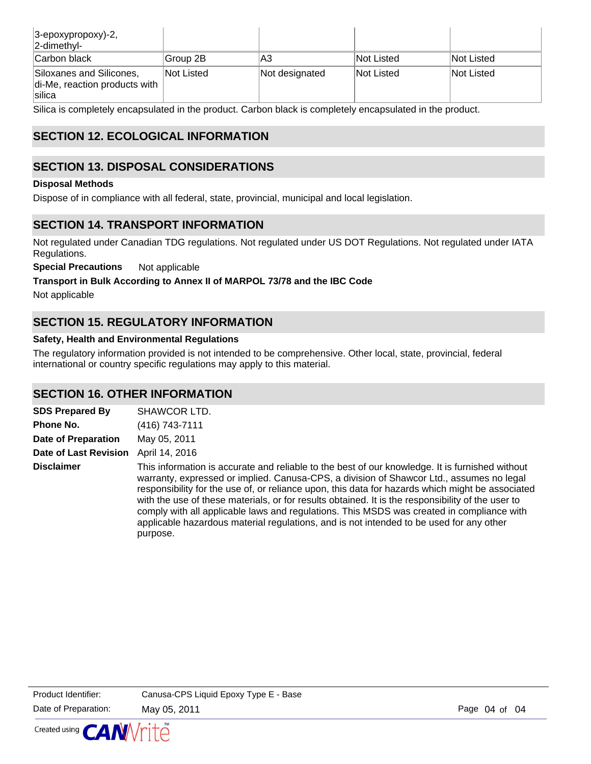| | | | | |
|---|---|---|---|---|
| 3-epoxypropoxy)-2, 2-dimethyl- | | | | |
| Carbon black | Group 2B | A3 | Not Listed | Not Listed |
| Siloxanes and Silicones, di-Me, reaction products with silica | Not Listed | Not designated | Not Listed | Not Listed |

Silica is completely encapsulated in the product. Carbon black is completely encapsulated in the product.

## SECTION 12. ECOLOGICAL INFORMATION

## SECTION 13. DISPOSAL CONSIDERATIONS

**Disposal Methods**

Dispose of in compliance with all federal, state, provincial, municipal and local legislation.

## SECTION 14. TRANSPORT INFORMATION

Not regulated under Canadian TDG regulations. Not regulated under US DOT Regulations. Not regulated under IATA Regulations.

**Special Precautions** Not applicable

**Transport in Bulk According to Annex II of MARPOL 73/78 and the IBC Code**

Not applicable

## SECTION 15. REGULATORY INFORMATION

**Safety, Health and Environmental Regulations**

The regulatory information provided is not intended to be comprehensive. Other local, state, provincial, federal international or country specific regulations may apply to this material.

## SECTION 16. OTHER INFORMATION

**SDS Prepared By** SHAWCOR LTD.

**Phone No.** (416) 743-7111

**Date of Preparation** May 05, 2011

**Date of Last Revision** April 14, 2016

**Disclaimer** This information is accurate and reliable to the best of our knowledge. It is furnished without warranty, expressed or implied. Canusa-CPS, a division of Shawcor Ltd., assumes no legal responsibility for the use of, or reliance upon, this data for hazards which might be associated with the use of these materials, or for results obtained. It is the responsibility of the user to comply with all applicable laws and regulations. This MSDS was created in compliance with applicable hazardous material regulations, and is not intended to be used for any other purpose.